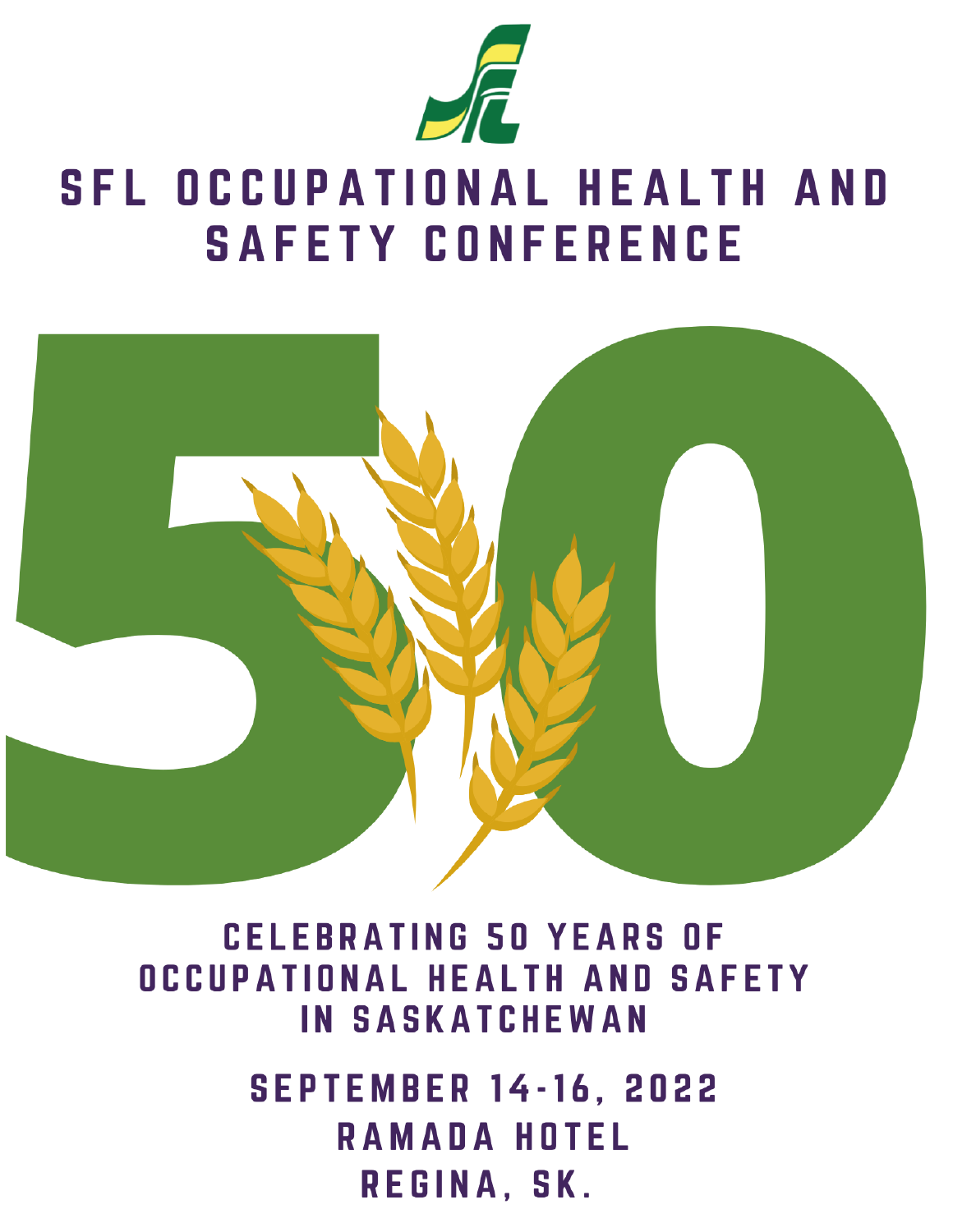# SFL OCCUPATIONAL HEALTH AND SAFETY CONFERENCE

50

## CELEBRATING 50 YEARS OF OCCUPATIONAL HEALTH AND SAFETY IN SASKATCHEWAN

SEPTEMBER 14-16, 2022
RAMADA HOTEL
REGINA, SK.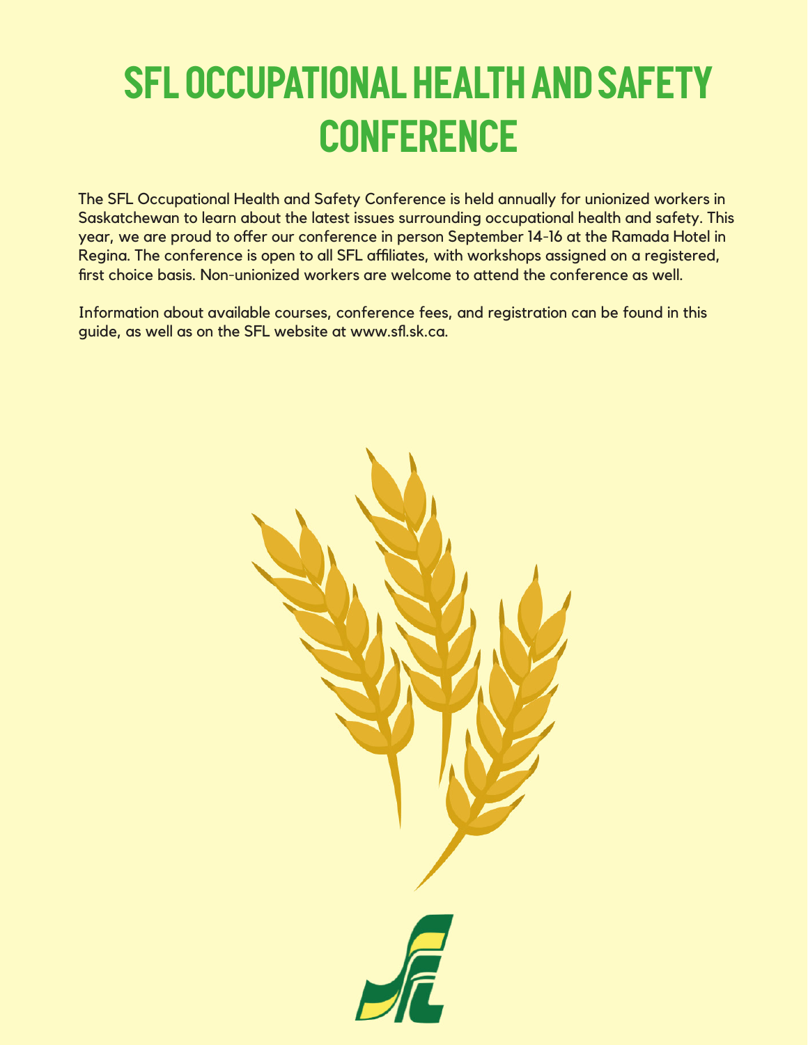# SFL OCCUPATIONAL HEALTH AND SAFETY CONFERENCE

The SFL Occupational Health and Safety Conference is held annually for unionized workers in Saskatchewan to learn about the latest issues surrounding occupational health and safety. This year, we are proud to offer our conference in person September 14-16 at the Ramada Hotel in Regina. The conference is open to all SFL affiliates, with workshops assigned on a registered, first choice basis. Non-unionized workers are welcome to attend the conference as well.

Information about available courses, conference fees, and registration can be found in this guide, as well as on the SFL website at www.sfl.sk.ca.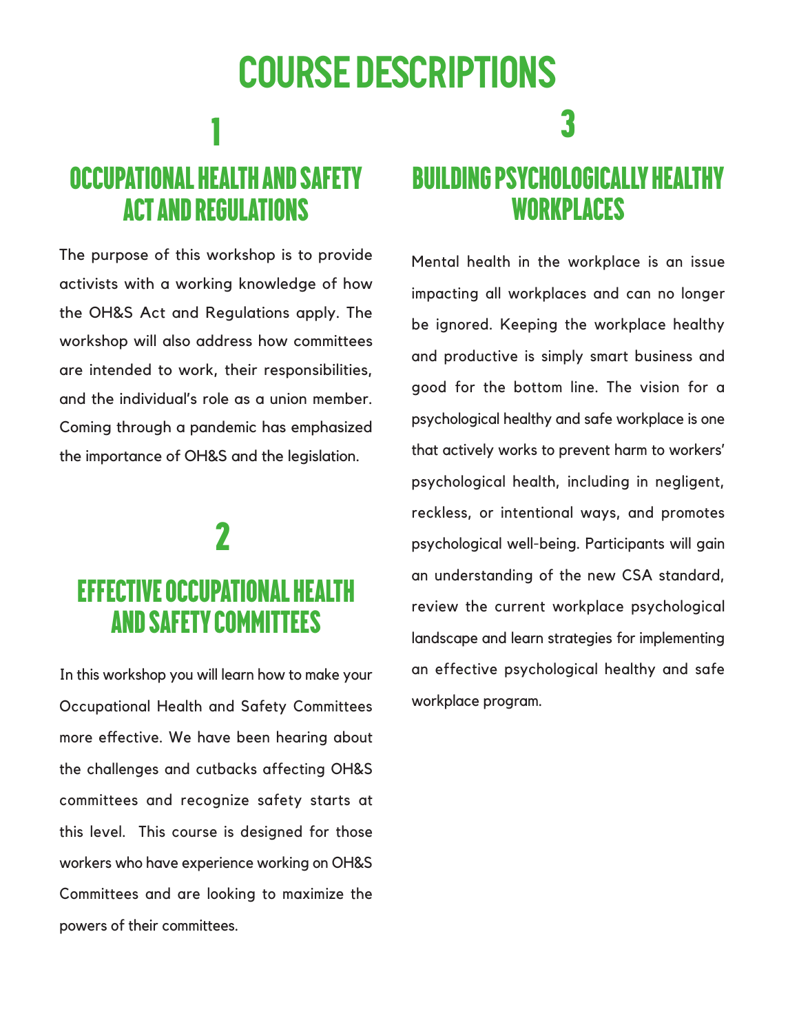# COURSE DESCRIPTIONS

## 1

## OCCUPATIONAL HEALTH AND SAFETY ACT AND REGULATIONS

The purpose of this workshop is to provide activists with a working knowledge of how the OH&S Act and Regulations apply. The workshop will also address how committees are intended to work, their responsibilities, and the individual's role as a union member. Coming through a pandemic has emphasized the importance of OH&S and the legislation.

## 2

## EFFECTIVE OCCUPATIONAL HEALTH AND SAFETY COMMITTEES

In this workshop you will learn how to make your Occupational Health and Safety Committees more effective. We have been hearing about the challenges and cutbacks affecting OH&S committees and recognize safety starts at this level. This course is designed for those workers who have experience working on OH&S Committees and are looking to maximize the powers of their committees.

## 3

## BUILDING PSYCHOLOGICALLY HEALTHY WORKPLACES

Mental health in the workplace is an issue impacting all workplaces and can no longer be ignored. Keeping the workplace healthy and productive is simply smart business and good for the bottom line. The vision for a psychological healthy and safe workplace is one that actively works to prevent harm to workers' psychological health, including in negligent, reckless, or intentional ways, and promotes psychological well-being. Participants will gain an understanding of the new CSA standard, review the current workplace psychological landscape and learn strategies for implementing an effective psychological healthy and safe workplace program.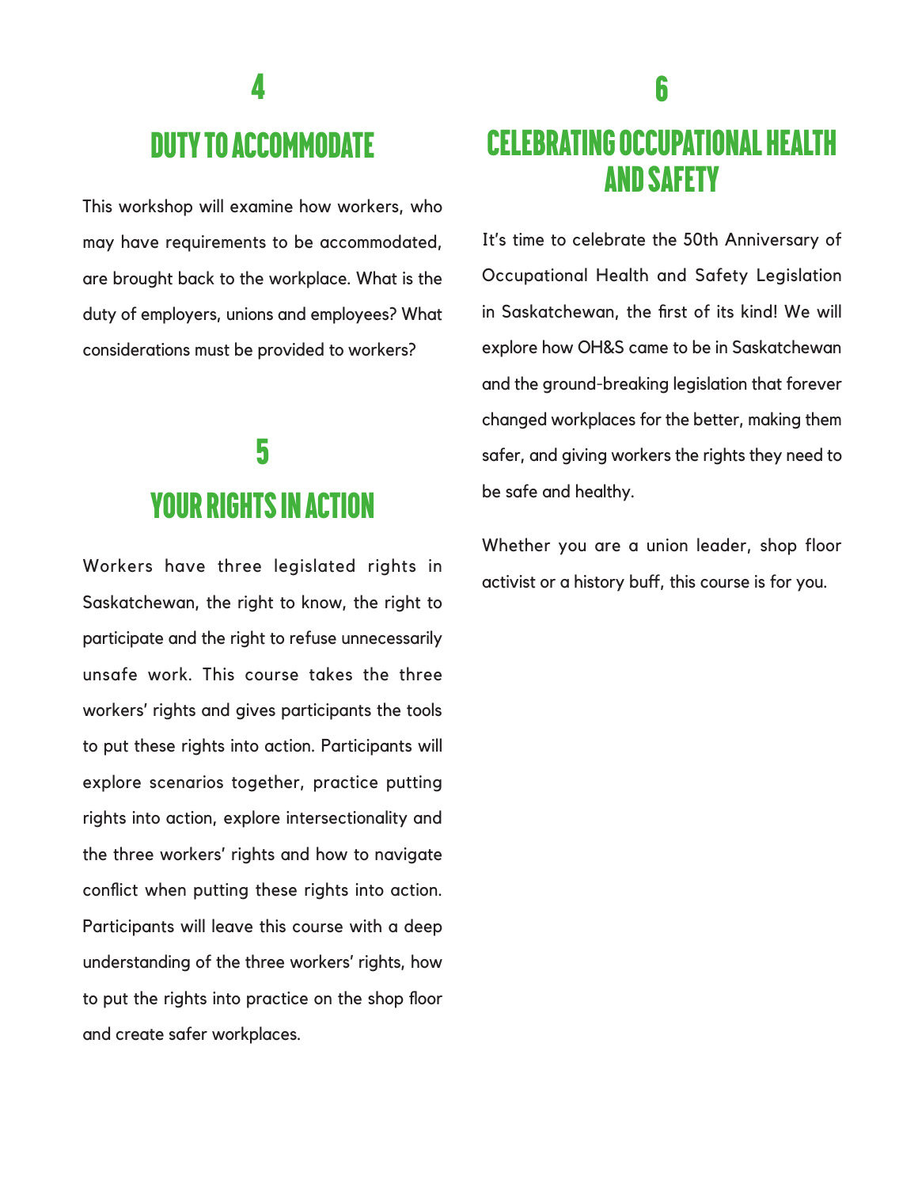## 4

## DUTY TO ACCOMMODATE

This workshop will examine how workers, who may have requirements to be accommodated, are brought back to the workplace. What is the duty of employers, unions and employees? What considerations must be provided to workers?

## 5

## YOUR RIGHTS IN ACTION

Workers have three legislated rights in Saskatchewan, the right to know, the right to participate and the right to refuse unnecessarily unsafe work. This course takes the three workers' rights and gives participants the tools to put these rights into action. Participants will explore scenarios together, practice putting rights into action, explore intersectionality and the three workers' rights and how to navigate conflict when putting these rights into action. Participants will leave this course with a deep understanding of the three workers' rights, how to put the rights into practice on the shop floor and create safer workplaces.

## 6

## CELEBRATING OCCUPATIONAL HEALTH AND SAFETY

It's time to celebrate the 50th Anniversary of Occupational Health and Safety Legislation in Saskatchewan, the first of its kind! We will explore how OH&S came to be in Saskatchewan and the ground-breaking legislation that forever changed workplaces for the better, making them safer, and giving workers the rights they need to be safe and healthy.

Whether you are a union leader, shop floor activist or a history buff, this course is for you.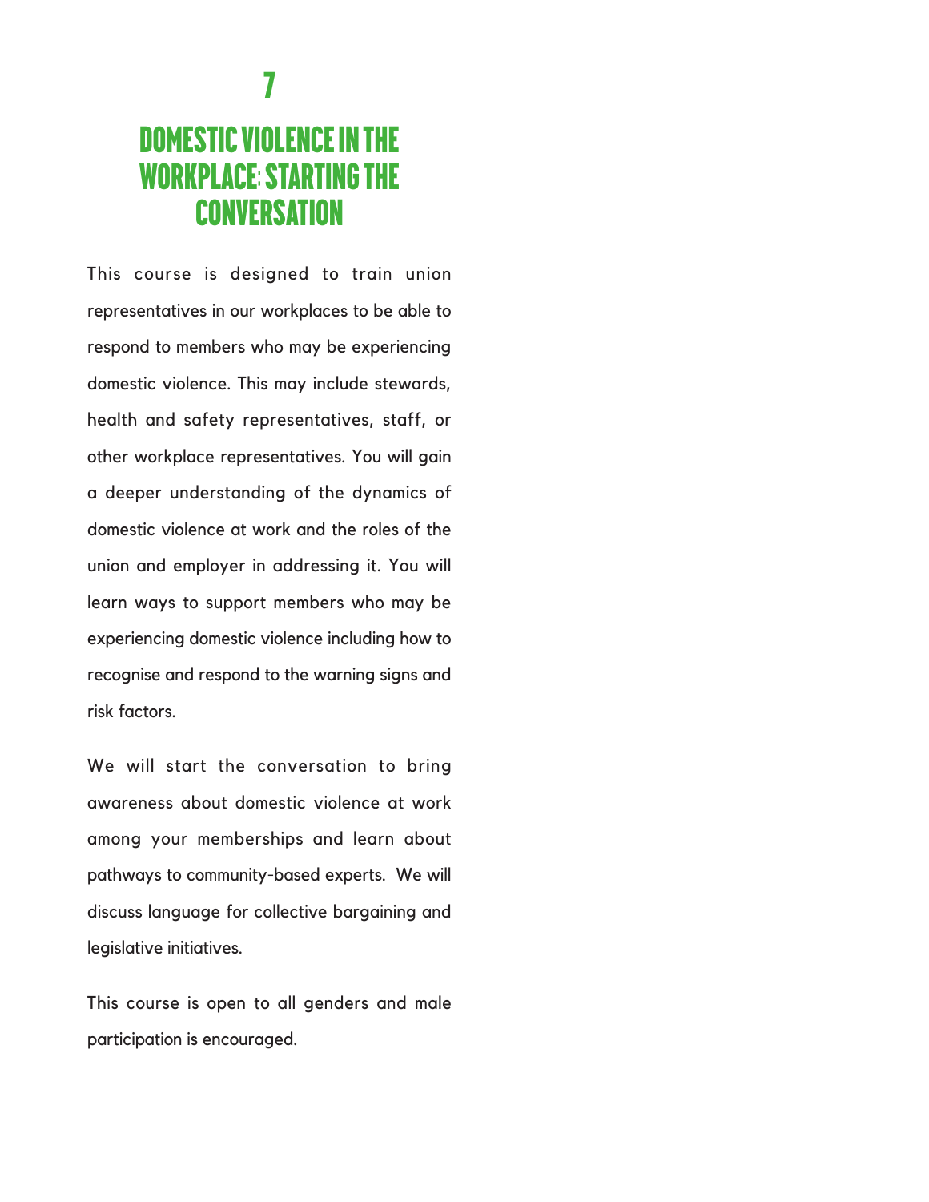# 7

# DOMESTIC VIOLENCE IN THE WORKPLACE: STARTING THE CONVERSATION

This course is designed to train union representatives in our workplaces to be able to respond to members who may be experiencing domestic violence. This may include stewards, health and safety representatives, staff, or other workplace representatives. You will gain a deeper understanding of the dynamics of domestic violence at work and the roles of the union and employer in addressing it. You will learn ways to support members who may be experiencing domestic violence including how to recognise and respond to the warning signs and risk factors.

We will start the conversation to bring awareness about domestic violence at work among your memberships and learn about pathways to community-based experts. We will discuss language for collective bargaining and legislative initiatives.

This course is open to all genders and male participation is encouraged.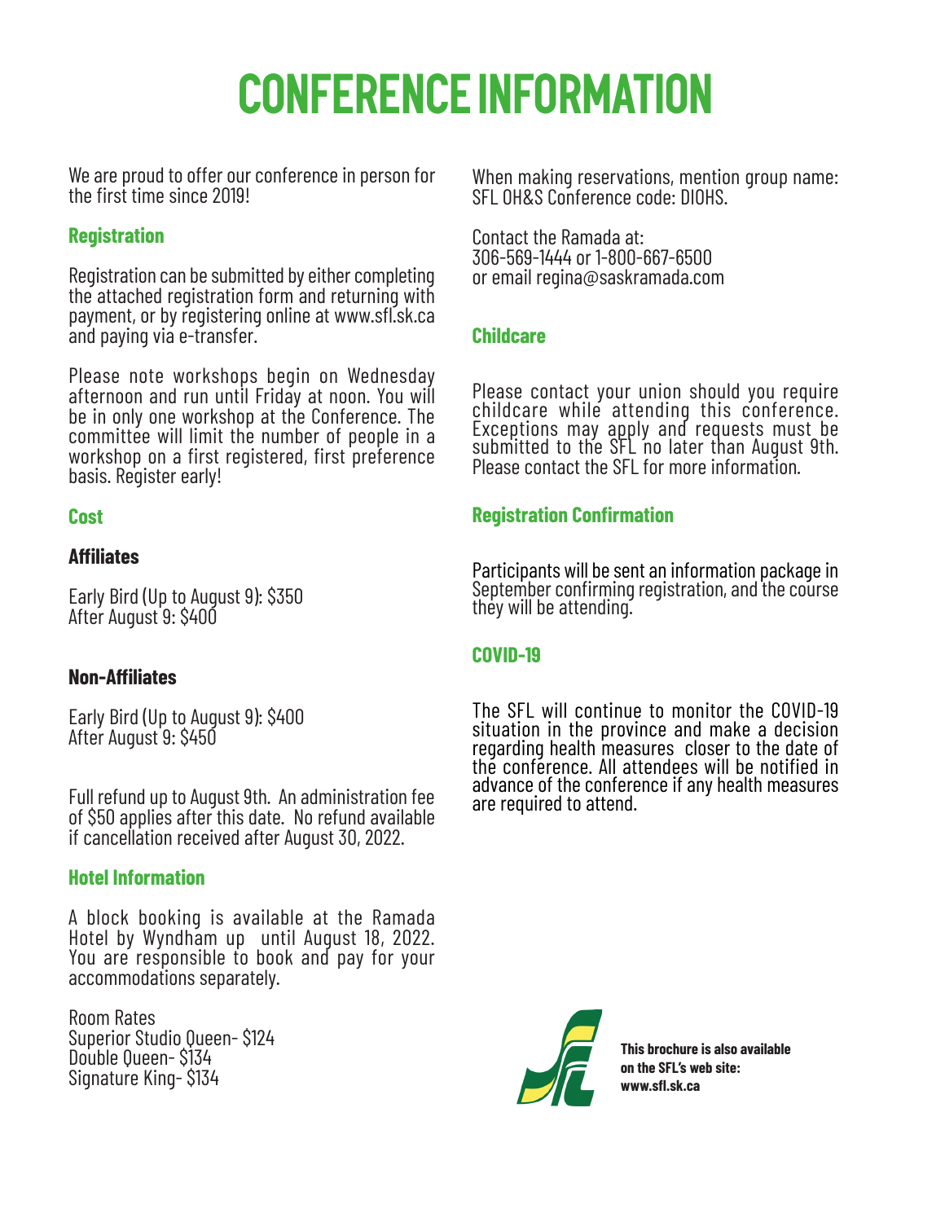# CONFERENCE INFORMATION

We are proud to offer our conference in person for the first time since 2019!

## Registration

Registration can be submitted by either completing the attached registration form and returning with payment, or by registering online at www.sfl.sk.ca and paying via e-transfer.

Please note workshops begin on Wednesday afternoon and run until Friday at noon. You will be in only one workshop at the Conference. The committee will limit the number of people in a workshop on a first registered, first preference basis. Register early!

## Cost

### Affiliates

Early Bird (Up to August 9): $350
After August 9: $400

### Non-Affiliates

Early Bird (Up to August 9): $400
After August 9: $450

Full refund up to August 9th. An administration fee of $50 applies after this date. No refund available if cancellation received after August 30, 2022.

## Hotel Information

A block booking is available at the Ramada Hotel by Wyndham up until August 18, 2022. You are responsible to book and pay for your accommodations separately.

Room Rates
Superior Studio Queen- $124
Double Queen- $134
Signature King- $134

When making reservations, mention group name: SFL OH&S Conference code: DIOHS.

Contact the Ramada at:
306-569-1444 or 1-800-667-6500
or email regina@saskramada.com

## Childcare

Please contact your union should you require childcare while attending this conference. Exceptions may apply and requests must be submitted to the SFL no later than August 9th. Please contact the SFL for more information.

## Registration Confirmation

Participants will be sent an information package in September confirming registration, and the course they will be attending.

## COVID-19

The SFL will continue to monitor the COVID-19 situation in the province and make a decision regarding health measures closer to the date of the conference. All attendees will be notified in advance of the conference if any health measures are required to attend.

**This brochure is also available on the SFL's web site: www.sfl.sk.ca**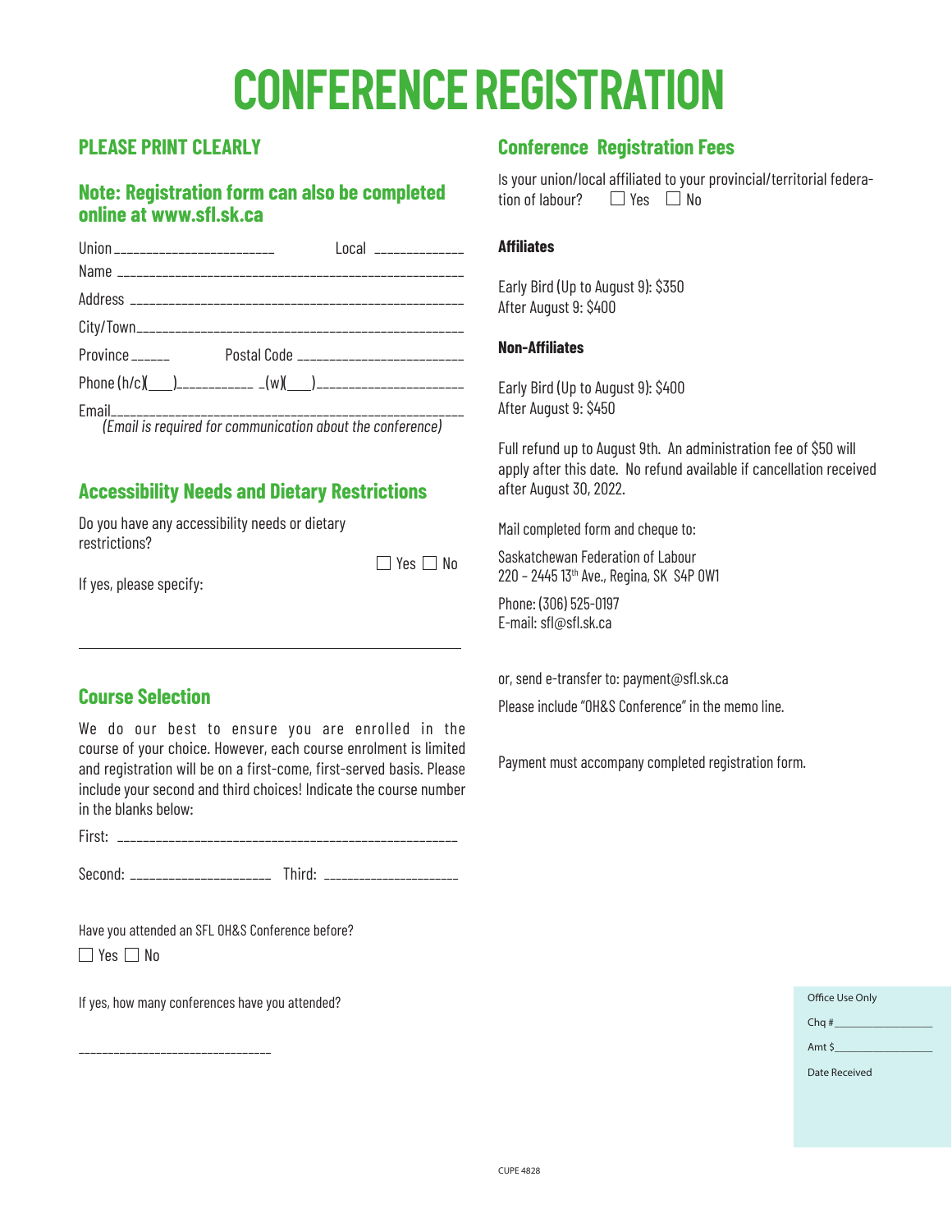# CONFERENCE REGISTRATION

## PLEASE PRINT CLEARLY

### Note: Registration form can also be completed online at www.sfl.sk.ca

Union ________________________ Local _____________

Name ________________________________________________

Address ______________________________________________

City/Town_____________________________________________

Province ______ Postal Code ________________________

Phone (h/c)(___)___________ (w)(___)____________________

Email_________________________________________________

*(Email is required for communication about the conference)*

### Accessibility Needs and Dietary Restrictions

Do you have any accessibility needs or dietary restrictions?

☐ Yes ☐ No

If yes, please specify:

### Course Selection

We do our best to ensure you are enrolled in the course of your choice. However, each course enrolment is limited and registration will be on a first-come, first-served basis. Please include your second and third choices! Indicate the course number in the blanks below:

First: ______________________________________________

Second: ____________________ Third: ____________________

Have you attended an SFL OH&S Conference before?

☐ Yes ☐ No

If yes, how many conferences have you attended?

______________________________

## Conference Registration Fees

Is your union/local affiliated to your provincial/territorial federation of labour? ☐ Yes ☐ No

**Affiliates**

Early Bird (Up to August 9): $350
After August 9: $400

**Non-Affiliates**

Early Bird (Up to August 9): $400
After August 9: $450

Full refund up to August 9th. An administration fee of $50 will apply after this date. No refund available if cancellation received after August 30, 2022.

Mail completed form and cheque to:

Saskatchewan Federation of Labour
220 – 2445 13th Ave., Regina, SK S4P 0W1

Phone: (306) 525-0197
E-mail: sfl@sfl.sk.ca

or, send e-transfer to: payment@sfl.sk.ca

Please include "OH&S Conference" in the memo line.

Payment must accompany completed registration form.

Office Use Only

Chq # ________________

Amt $________________

Date Received

CUPE 4828